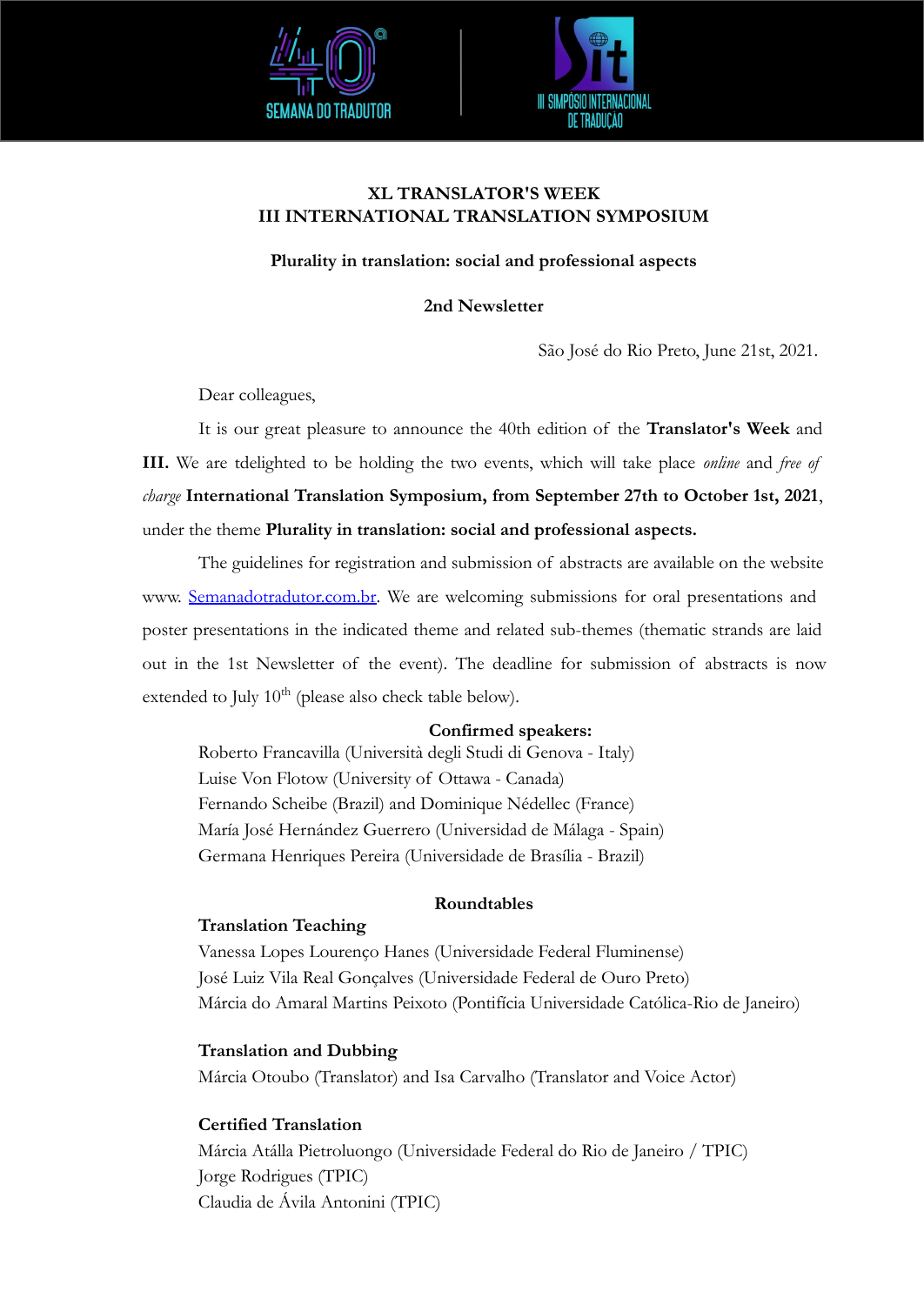**XL TRANSLATOR'S WEEK**
**III INTERNATIONAL TRANSLATION SYMPOSIUM**

**Plurality in translation: social and professional aspects**

**2nd Newsletter**

São José do Rio Preto, June 21st, 2021.

Dear colleagues,

It is our great pleasure to announce the 40th edition of the **Translator's Week** and **III.** We are tdelighted to be holding the two events, which will take place *online* and *free of charge* **International Translation Symposium, from September 27th to October 1st, 2021**, under the theme **Plurality in translation: social and professional aspects.**

The guidelines for registration and submission of abstracts are available on the website www. Semanadotradutor.com.br. We are welcoming submissions for oral presentations and poster presentations in the indicated theme and related sub-themes (thematic strands are laid out in the 1st Newsletter of the event). The deadline for submission of abstracts is now extended to July 10th (please also check table below).

**Confirmed speakers:**

Roberto Francavilla (Università degli Studi di Genova - Italy)
Luise Von Flotow (University of Ottawa - Canada)
Fernando Scheibe (Brazil) and Dominique Nédellec (France)
María José Hernández Guerrero (Universidad de Málaga - Spain)
Germana Henriques Pereira (Universidade de Brasília - Brazil)

**Roundtables**

**Translation Teaching**

Vanessa Lopes Lourenço Hanes (Universidade Federal Fluminense)
José Luiz Vila Real Gonçalves (Universidade Federal de Ouro Preto)
Márcia do Amaral Martins Peixoto (Pontifícia Universidade Católica-Rio de Janeiro)

**Translation and Dubbing**

Márcia Otoubo (Translator) and Isa Carvalho (Translator and Voice Actor)

**Certified Translation**

Márcia Atálla Pietroluongo (Universidade Federal do Rio de Janeiro / TPIC)
Jorge Rodrigues (TPIC)
Claudia de Ávila Antonini (TPIC)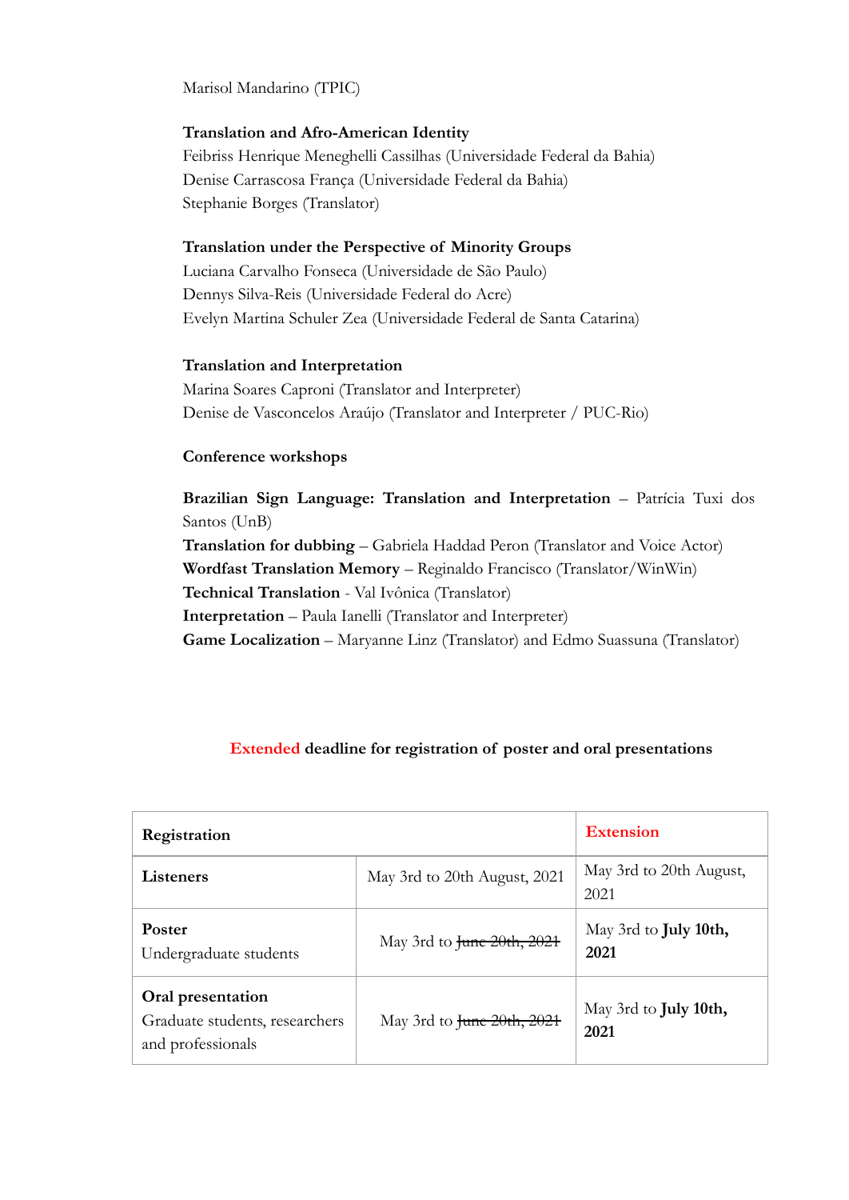Marisol Mandarino (TPIC)

**Translation and Afro-American Identity**
Feibriss Henrique Meneghelli Cassilhas (Universidade Federal da Bahia)
Denise Carrascosa França (Universidade Federal da Bahia)
Stephanie Borges (Translator)

**Translation under the Perspective of Minority Groups**
Luciana Carvalho Fonseca (Universidade de São Paulo)
Dennys Silva-Reis (Universidade Federal do Acre)
Evelyn Martina Schuler Zea (Universidade Federal de Santa Catarina)

**Translation and Interpretation**
Marina Soares Caproni (Translator and Interpreter)
Denise de Vasconcelos Araújo (Translator and Interpreter / PUC-Rio)

**Conference workshops**

**Brazilian Sign Language: Translation and Interpretation** – Patrícia Tuxi dos Santos (UnB)
**Translation for dubbing** – Gabriela Haddad Peron (Translator and Voice Actor)
**Wordfast Translation Memory** – Reginaldo Francisco (Translator/WinWin)
**Technical Translation** - Val Ivônica (Translator)
**Interpretation** – Paula Ianelli (Translator and Interpreter)
**Game Localization** – Maryanne Linz (Translator) and Edmo Suassuna (Translator)

**Extended deadline for registration of poster and oral presentations**

| **Registration** | | **Extension** |
|---|---|---|
| **Listeners** | May 3rd to 20th August, 2021 | May 3rd to 20th August, 2021 |
| **Poster** Undergraduate students | May 3rd to ~~June 20th, 2021~~ | May 3rd to **July 10th, 2021** |
| **Oral presentation** Graduate students, researchers and professionals | May 3rd to ~~June 20th, 2021~~ | May 3rd to **July 10th, 2021** |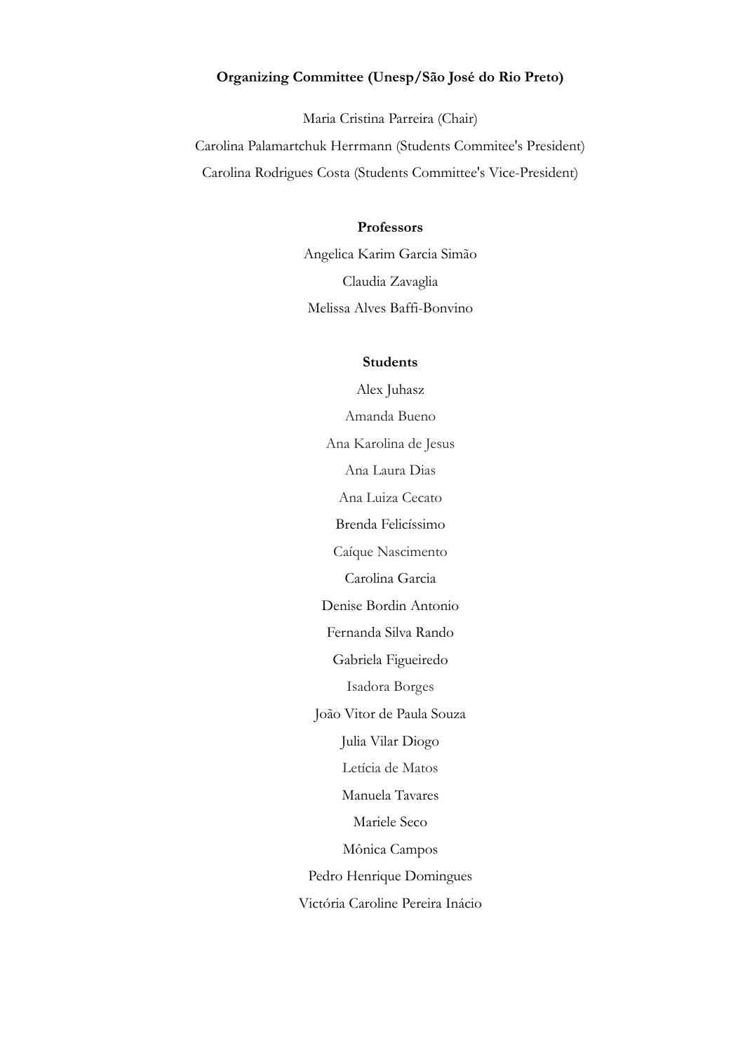**Organizing Committee (Unesp/São José do Rio Preto)**

Maria Cristina Parreira (Chair)

Carolina Palamartchuk Herrmann (Students Commitee's President)

Carolina Rodrigues Costa (Students Committee's Vice-President)

**Professors**

Angelica Karim Garcia Simão

Claudia Zavaglia

Melissa Alves Baffi-Bonvino

**Students**

Alex Juhasz

Amanda Bueno

Ana Karolina de Jesus

Ana Laura Dias

Ana Luiza Cecato

Brenda Felicíssimo

Caíque Nascimento

Carolina Garcia

Denise Bordin Antonio

Fernanda Silva Rando

Gabriela Figueiredo

Isadora Borges

João Vitor de Paula Souza

Julia Vilar Diogo

Letícia de Matos

Manuela Tavares

Mariele Seco

Mônica Campos

Pedro Henrique Domingues

Victória Caroline Pereira Inácio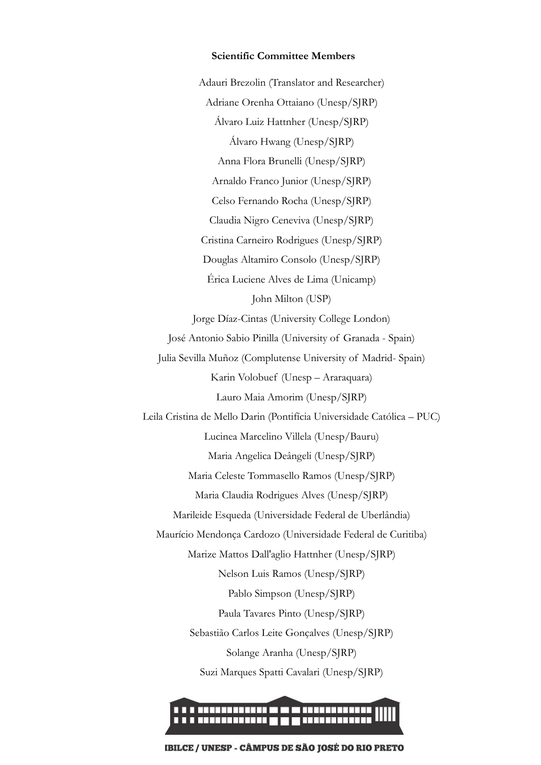**Scientific Committee Members**

Adauri Brezolin (Translator and Researcher)

Adriane Orenha Ottaiano (Unesp/SJRP)

Álvaro Luiz Hattnher (Unesp/SJRP)

Álvaro Hwang (Unesp/SJRP)

Anna Flora Brunelli (Unesp/SJRP)

Arnaldo Franco Junior (Unesp/SJRP)

Celso Fernando Rocha (Unesp/SJRP)

Claudia Nigro Ceneviva (Unesp/SJRP)

Cristina Carneiro Rodrigues (Unesp/SJRP)

Douglas Altamiro Consolo (Unesp/SJRP)

Érica Luciene Alves de Lima (Unicamp)

John Milton (USP)

Jorge Díaz-Cintas (University College London)

José Antonio Sabio Pinilla (University of Granada - Spain)

Julia Sevilla Muñoz (Complutense University of Madrid- Spain)

Karin Volobuef (Unesp – Araraquara)

Lauro Maia Amorim (Unesp/SJRP)

Leila Cristina de Mello Darin (Pontifícia Universidade Católica – PUC)

Lucinea Marcelino Villela (Unesp/Bauru)

Maria Angelica Deângeli (Unesp/SJRP)

Maria Celeste Tommasello Ramos (Unesp/SJRP)

Maria Claudia Rodrigues Alves (Unesp/SJRP)

Marileide Esqueda (Universidade Federal de Uberlândia)

Maurício Mendonça Cardozo (Universidade Federal de Curitiba)

Marize Mattos Dall'aglio Hattnher (Unesp/SJRP)

Nelson Luis Ramos (Unesp/SJRP)

Pablo Simpson (Unesp/SJRP)

Paula Tavares Pinto (Unesp/SJRP)

Sebastião Carlos Leite Gonçalves (Unesp/SJRP)

Solange Aranha (Unesp/SJRP)

Suzi Marques Spatti Cavalari (Unesp/SJRP)

IBILCE / UNESP - CÂMPUS DE SÃO JOSÉ DO RIO PRETO